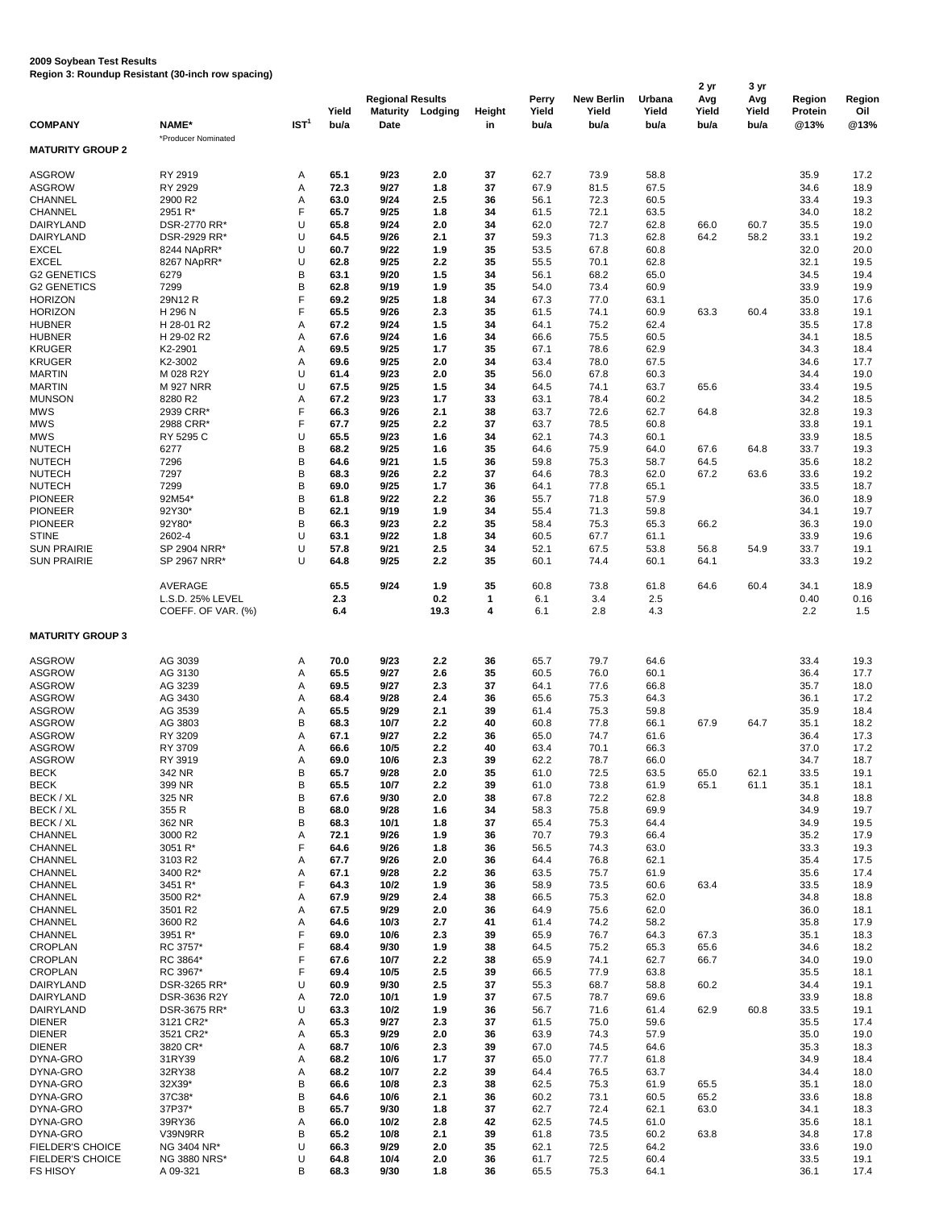**2009 Soybean Test Results**
**Region 3: Roundup Resistant (30-inch row spacing)**

| COMPANY | NAME* | IST[1] | Yield bu/a | Regional Results Maturity Date | Lodging | Height in | Perry Yield bu/a | New Berlin Yield bu/a | Urbana Yield bu/a | 2 yr Avg Yield bu/a | 3 yr Avg Yield bu/a | Region Protein @13% | Region Oil @13% |
|---|---|---|---|---|---|---|---|---|---|---|---|---|---|
| | *Producer Nominated | | | | | | | | | | | | |
| **MATURITY GROUP 2** | | | | | | | | | | | | | |
| ASGROW | RY 2919 | A | 65.1 | 9/23 | 2.0 | 37 | 62.7 | 73.9 | 58.8 | | | 35.9 | 17.2 |
| ASGROW | RY 2929 | A | 72.3 | 9/27 | 1.8 | 37 | 67.9 | 81.5 | 67.5 | | | 34.6 | 18.9 |
| CHANNEL | 2900 R2 | A | 63.0 | 9/24 | 2.5 | 36 | 56.1 | 72.3 | 60.5 | | | 33.4 | 19.3 |
| CHANNEL | 2951 R* | F | 65.7 | 9/25 | 1.8 | 34 | 61.5 | 72.1 | 63.5 | | | 34.0 | 18.2 |
| DAIRYLAND | DSR-2770 RR* | U | 65.8 | 9/24 | 2.0 | 34 | 62.0 | 72.7 | 62.8 | 66.0 | 60.7 | 35.5 | 19.0 |
| DAIRYLAND | DSR-2929 RR* | U | 64.5 | 9/26 | 2.1 | 37 | 59.3 | 71.3 | 62.8 | 64.2 | 58.2 | 33.1 | 19.2 |
| EXCEL | 8244 NApRR* | U | 60.7 | 9/22 | 1.9 | 35 | 53.5 | 67.8 | 60.8 | | | 32.0 | 20.0 |
| EXCEL | 8267 NApRR* | U | 62.8 | 9/25 | 2.2 | 35 | 55.5 | 70.1 | 62.8 | | | 32.1 | 19.5 |
| G2 GENETICS | 6279 | B | 63.1 | 9/20 | 1.5 | 34 | 56.1 | 68.2 | 65.0 | | | 34.5 | 19.4 |
| G2 GENETICS | 7299 | B | 62.8 | 9/19 | 1.9 | 35 | 54.0 | 73.4 | 60.9 | | | 33.9 | 19.9 |
| HORIZON | 29N12 R | F | 69.2 | 9/25 | 1.8 | 34 | 67.3 | 77.0 | 63.1 | | | 35.0 | 17.6 |
| HORIZON | H 296 N | F | 65.5 | 9/26 | 2.3 | 35 | 61.5 | 74.1 | 60.9 | 63.3 | 60.4 | 33.8 | 19.1 |
| HUBNER | H 28-01 R2 | A | 67.2 | 9/24 | 1.5 | 34 | 64.1 | 75.2 | 62.4 | | | 35.5 | 17.8 |
| HUBNER | H 29-02 R2 | A | 67.6 | 9/24 | 1.6 | 34 | 66.6 | 75.5 | 60.5 | | | 34.1 | 18.5 |
| KRUGER | K2-2901 | A | 69.5 | 9/25 | 1.7 | 35 | 67.1 | 78.6 | 62.9 | | | 34.3 | 18.4 |
| KRUGER | K2-3002 | A | 69.6 | 9/25 | 2.0 | 34 | 63.4 | 78.0 | 67.5 | | | 34.6 | 17.7 |
| MARTIN | M 028 R2Y | U | 61.4 | 9/23 | 2.0 | 35 | 56.0 | 67.8 | 60.3 | | | 34.4 | 19.0 |
| MARTIN | M 927 NRR | U | 67.5 | 9/25 | 1.5 | 34 | 64.5 | 74.1 | 63.7 | 65.6 | | 33.4 | 19.5 |
| MUNSON | 8280 R2 | A | 67.2 | 9/23 | 1.7 | 33 | 63.1 | 78.4 | 60.2 | | | 34.2 | 18.5 |
| MWS | 2939 CRR* | F | 66.3 | 9/26 | 2.1 | 38 | 63.7 | 72.6 | 62.7 | 64.8 | | 32.8 | 19.3 |
| MWS | 2988 CRR* | F | 67.7 | 9/25 | 2.2 | 37 | 63.7 | 78.5 | 60.8 | | | 33.8 | 19.1 |
| MWS | RY 5295 C | U | 65.5 | 9/23 | 1.6 | 34 | 62.1 | 74.3 | 60.1 | | | 33.9 | 18.5 |
| NUTECH | 6277 | B | 68.2 | 9/25 | 1.6 | 35 | 64.6 | 75.9 | 64.0 | 67.6 | 64.8 | 33.7 | 19.3 |
| NUTECH | 7296 | B | 64.6 | 9/21 | 1.5 | 36 | 59.8 | 75.3 | 58.7 | 64.5 | | 35.6 | 18.2 |
| NUTECH | 7297 | B | 68.3 | 9/26 | 2.2 | 37 | 64.6 | 78.3 | 62.0 | 67.2 | 63.6 | 33.6 | 19.2 |
| NUTECH | 7299 | B | 69.0 | 9/25 | 1.7 | 36 | 64.1 | 77.8 | 65.1 | | | 33.5 | 18.7 |
| PIONEER | 92M54* | B | 61.8 | 9/22 | 2.2 | 36 | 55.7 | 71.8 | 57.9 | | | 36.0 | 18.9 |
| PIONEER | 92Y30* | B | 62.1 | 9/19 | 1.9 | 34 | 55.4 | 71.3 | 59.8 | | | 34.1 | 19.7 |
| PIONEER | 92Y80* | B | 66.3 | 9/23 | 2.2 | 35 | 58.4 | 75.3 | 65.3 | 66.2 | | 36.3 | 19.0 |
| STINE | 2602-4 | U | 63.1 | 9/22 | 1.8 | 34 | 60.5 | 67.7 | 61.1 | | | 33.9 | 19.6 |
| SUN PRAIRIE | SP 2904 NRR* | U | 57.8 | 9/21 | 2.5 | 34 | 52.1 | 67.5 | 53.8 | 56.8 | 54.9 | 33.7 | 19.1 |
| SUN PRAIRIE | SP 2967 NRR* | U | 64.8 | 9/25 | 2.2 | 35 | 60.1 | 74.4 | 60.1 | 64.1 | | 33.3 | 19.2 |
| | AVERAGE | | 65.5 | 9/24 | 1.9 | 35 | 60.8 | 73.8 | 61.8 | 64.6 | 60.4 | 34.1 | 18.9 |
| | L.S.D. 25% LEVEL | | 2.3 | | 0.2 | 1 | 6.1 | 3.4 | 2.5 | | | 0.40 | 0.16 |
| | COEFF. OF VAR. (%) | | 6.4 | | 19.3 | 4 | 6.1 | 2.8 | 4.3 | | | 2.2 | 1.5 |
| **MATURITY GROUP 3** | | | | | | | | | | | | | |
| ASGROW | AG 3039 | A | 70.0 | 9/23 | 2.2 | 36 | 65.7 | 79.7 | 64.6 | | | 33.4 | 19.3 |
| ASGROW | AG 3130 | A | 65.5 | 9/27 | 2.6 | 35 | 60.5 | 76.0 | 60.1 | | | 36.4 | 17.7 |
| ASGROW | AG 3239 | A | 69.5 | 9/27 | 2.3 | 37 | 64.1 | 77.6 | 66.8 | | | 35.7 | 18.0 |
| ASGROW | AG 3430 | A | 68.4 | 9/28 | 2.4 | 36 | 65.6 | 75.3 | 64.3 | | | 36.1 | 17.2 |
| ASGROW | AG 3539 | A | 65.5 | 9/29 | 2.1 | 39 | 61.4 | 75.3 | 59.8 | | | 35.9 | 18.4 |
| ASGROW | AG 3803 | B | 68.3 | 10/7 | 2.2 | 40 | 60.8 | 77.8 | 66.1 | 67.9 | 64.7 | 35.1 | 18.2 |
| ASGROW | RY 3209 | A | 67.1 | 9/27 | 2.2 | 36 | 65.0 | 74.7 | 61.6 | | | 36.4 | 17.3 |
| ASGROW | RY 3709 | A | 66.6 | 10/5 | 2.2 | 40 | 63.4 | 70.1 | 66.3 | | | 37.0 | 17.2 |
| ASGROW | RY 3919 | A | 69.0 | 10/6 | 2.3 | 39 | 62.2 | 78.7 | 66.0 | | | 34.7 | 18.7 |
| BECK | 342 NR | B | 65.7 | 9/28 | 2.0 | 35 | 61.0 | 72.5 | 63.5 | 65.0 | 62.1 | 33.5 | 19.1 |
| BECK | 399 NR | B | 65.5 | 10/7 | 2.2 | 39 | 61.0 | 73.8 | 61.9 | 65.1 | 61.1 | 35.1 | 18.1 |
| BECK / XL | 325 NR | B | 67.6 | 9/30 | 2.0 | 38 | 67.8 | 72.2 | 62.8 | | | 34.8 | 18.8 |
| BECK / XL | 355 R | B | 68.0 | 9/28 | 1.6 | 34 | 58.3 | 75.8 | 69.9 | | | 34.9 | 19.7 |
| BECK / XL | 362 NR | B | 68.3 | 10/1 | 1.8 | 37 | 65.4 | 75.3 | 64.4 | | | 34.9 | 19.5 |
| CHANNEL | 3000 R2 | A | 72.1 | 9/26 | 1.9 | 36 | 70.7 | 79.3 | 66.4 | | | 35.2 | 17.9 |
| CHANNEL | 3051 R* | F | 64.6 | 9/26 | 1.8 | 36 | 56.5 | 74.3 | 63.0 | | | 33.3 | 19.3 |
| CHANNEL | 3103 R2 | A | 67.7 | 9/26 | 2.0 | 36 | 64.4 | 76.8 | 62.1 | | | 35.4 | 17.5 |
| CHANNEL | 3400 R2* | A | 67.1 | 9/28 | 2.2 | 36 | 63.5 | 75.7 | 61.9 | | | 35.6 | 17.4 |
| CHANNEL | 3451 R* | F | 64.3 | 10/2 | 1.9 | 36 | 58.9 | 73.5 | 60.6 | 63.4 | | 33.5 | 18.9 |
| CHANNEL | 3500 R2* | A | 67.9 | 9/29 | 2.4 | 38 | 66.5 | 75.3 | 62.0 | | | 34.8 | 18.8 |
| CHANNEL | 3501 R2 | A | 67.5 | 9/29 | 2.0 | 36 | 64.9 | 75.6 | 62.0 | | | 36.0 | 18.1 |
| CHANNEL | 3600 R2 | A | 64.6 | 10/3 | 2.7 | 41 | 61.4 | 74.2 | 58.2 | | | 35.8 | 17.9 |
| CHANNEL | 3951 R* | F | 69.0 | 10/6 | 2.3 | 39 | 65.9 | 76.7 | 64.3 | 67.3 | | 35.1 | 18.3 |
| CROPLAN | RC 3757* | F | 68.4 | 9/30 | 1.9 | 38 | 64.5 | 75.2 | 65.3 | 65.6 | | 34.6 | 18.2 |
| CROPLAN | RC 3864* | F | 67.6 | 10/7 | 2.2 | 38 | 65.9 | 74.1 | 62.7 | 66.7 | | 34.0 | 19.0 |
| CROPLAN | RC 3967* | F | 69.4 | 10/5 | 2.5 | 39 | 66.5 | 77.9 | 63.8 | | | 35.5 | 18.1 |
| DAIRYLAND | DSR-3265 RR* | U | 60.9 | 9/30 | 2.5 | 37 | 55.3 | 68.7 | 58.8 | 60.2 | | 34.4 | 19.1 |
| DAIRYLAND | DSR-3636 R2Y | A | 72.0 | 10/1 | 1.9 | 37 | 67.5 | 78.7 | 69.6 | | | 33.9 | 18.8 |
| DAIRYLAND | DSR-3675 RR* | U | 63.3 | 10/2 | 1.9 | 36 | 56.7 | 71.6 | 61.4 | 62.9 | 60.8 | 33.5 | 19.1 |
| DIENER | 3121 CR2* | A | 65.3 | 9/27 | 2.3 | 37 | 61.5 | 75.0 | 59.6 | | | 35.5 | 17.4 |
| DIENER | 3521 CR2* | A | 65.3 | 9/29 | 2.0 | 36 | 63.9 | 74.3 | 57.9 | | | 35.0 | 19.0 |
| DIENER | 3820 CR* | A | 68.7 | 10/6 | 2.3 | 39 | 67.0 | 74.5 | 64.6 | | | 35.3 | 18.3 |
| DYNA-GRO | 31RY39 | A | 68.2 | 10/6 | 1.7 | 37 | 65.0 | 77.7 | 61.8 | | | 34.9 | 18.4 |
| DYNA-GRO | 32RY38 | A | 68.2 | 10/7 | 2.2 | 39 | 64.4 | 76.5 | 63.7 | | | 34.4 | 18.0 |
| DYNA-GRO | 32X39* | B | 66.6 | 10/8 | 2.3 | 38 | 62.5 | 75.3 | 61.9 | 65.5 | | 35.1 | 18.0 |
| DYNA-GRO | 37C38* | B | 64.6 | 10/6 | 2.1 | 36 | 60.2 | 73.1 | 60.5 | 65.2 | | 33.6 | 18.8 |
| DYNA-GRO | 37P37* | B | 65.7 | 9/30 | 1.8 | 37 | 62.7 | 72.4 | 62.1 | 63.0 | | 34.1 | 18.3 |
| DYNA-GRO | 39RY36 | A | 66.0 | 10/2 | 2.8 | 42 | 62.5 | 74.5 | 61.0 | | | 35.6 | 18.1 |
| DYNA-GRO | V39N9RR | B | 65.2 | 10/8 | 2.1 | 39 | 61.8 | 73.5 | 60.2 | 63.8 | | 34.8 | 17.8 |
| FIELDER'S CHOICE | NG 3404 NR* | U | 66.3 | 9/29 | 2.0 | 35 | 62.1 | 72.5 | 64.2 | | | 33.6 | 19.0 |
| FIELDER'S CHOICE | NG 3880 NRS* | U | 64.8 | 10/4 | 2.0 | 36 | 61.7 | 72.5 | 60.4 | | | 33.5 | 19.1 |
| FS HISOY | A 09-321 | B | 68.3 | 9/30 | 1.8 | 36 | 65.5 | 75.3 | 64.1 | | | 36.1 | 17.4 |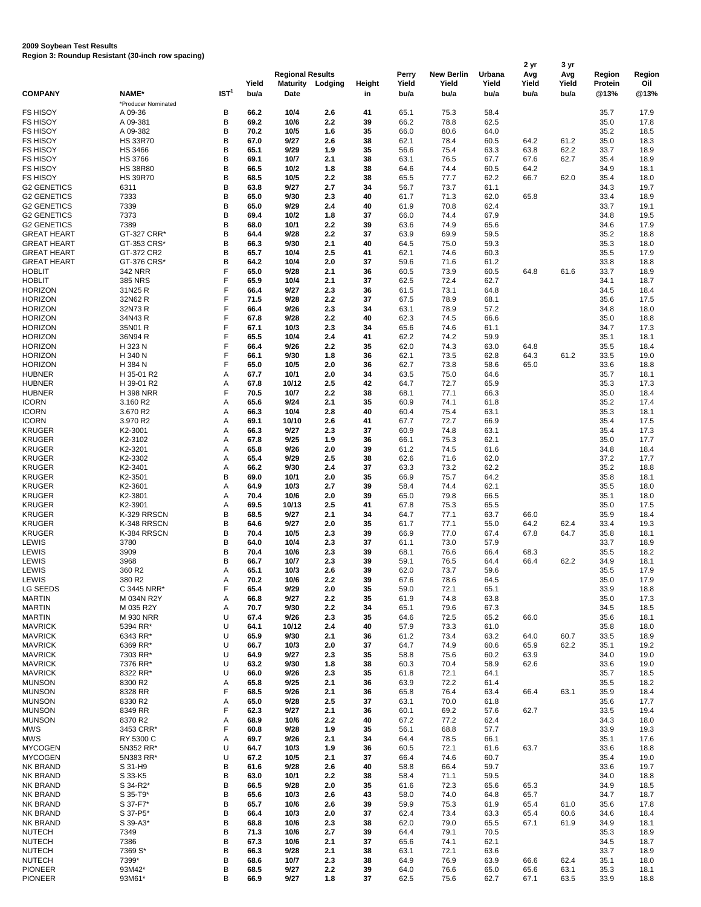**2009 Soybean Test Results**
**Region 3: Roundup Resistant (30-inch row spacing)**

| COMPANY | NAME* | IST[1] | Regional Results Yield bu/a | Maturity Date | Lodging | Height in | Perry Yield bu/a | New Berlin Yield bu/a | Urbana Yield bu/a | 2 yr Avg Yield bu/a | 3 yr Avg Yield bu/a | Region Protein @13% | Region Oil @13% |
|---|---|---|---|---|---|---|---|---|---|---|---|---|---|
| | *Producer Nominated | | | | | | | | | | | | |
| FS HISOY | A 09-36 | B | 66.2 | 10/4 | 2.6 | 41 | 65.1 | 75.3 | 58.4 | | | 35.7 | 17.9 |
| FS HISOY | A 09-381 | B | 69.2 | 10/6 | 2.2 | 39 | 66.2 | 78.8 | 62.5 | | | 35.0 | 17.8 |
| FS HISOY | A 09-382 | B | 70.2 | 10/5 | 1.6 | 35 | 66.0 | 80.6 | 64.0 | | | 35.2 | 18.5 |
| FS HISOY | HS 33R70 | B | 67.0 | 9/27 | 2.6 | 38 | 62.1 | 78.4 | 60.5 | 64.2 | 61.2 | 35.0 | 18.3 |
| FS HISOY | HS 3466 | B | 65.1 | 9/29 | 1.9 | 35 | 56.6 | 75.4 | 63.3 | 63.8 | 62.2 | 33.7 | 18.9 |
| FS HISOY | HS 3766 | B | 69.1 | 10/7 | 2.1 | 38 | 63.1 | 76.5 | 67.7 | 67.6 | 62.7 | 35.4 | 18.9 |
| FS HISOY | HS 38R80 | B | 66.5 | 10/2 | 1.8 | 38 | 64.6 | 74.4 | 60.5 | 64.2 | | 34.9 | 18.1 |
| FS HISOY | HS 39R70 | B | 68.5 | 10/5 | 2.2 | 38 | 65.5 | 77.7 | 62.2 | 66.7 | 62.0 | 35.4 | 18.0 |
| G2 GENETICS | 6311 | B | 63.8 | 9/27 | 2.7 | 34 | 56.7 | 73.7 | 61.1 | | | 34.3 | 19.7 |
| G2 GENETICS | 7333 | B | 65.0 | 9/30 | 2.3 | 40 | 61.7 | 71.3 | 62.0 | 65.8 | | 33.4 | 18.9 |
| G2 GENETICS | 7339 | B | 65.0 | 9/29 | 2.4 | 40 | 61.9 | 70.8 | 62.4 | | | 33.7 | 19.1 |
| G2 GENETICS | 7373 | B | 69.4 | 10/2 | 1.8 | 37 | 66.0 | 74.4 | 67.9 | | | 34.8 | 19.5 |
| G2 GENETICS | 7389 | B | 68.0 | 10/1 | 2.2 | 39 | 63.6 | 74.9 | 65.6 | | | 34.6 | 17.9 |
| GREAT HEART | GT-327 CRR* | B | 64.4 | 9/28 | 2.2 | 37 | 63.9 | 69.9 | 59.5 | | | 35.2 | 18.8 |
| GREAT HEART | GT-353 CRS* | B | 66.3 | 9/30 | 2.1 | 40 | 64.5 | 75.0 | 59.3 | | | 35.3 | 18.0 |
| GREAT HEART | GT-372 CR2 | B | 65.7 | 10/4 | 2.5 | 41 | 62.1 | 74.6 | 60.3 | | | 35.5 | 17.9 |
| GREAT HEART | GT-376 CRS* | B | 64.2 | 10/4 | 2.0 | 37 | 59.6 | 71.6 | 61.2 | | | 33.8 | 18.8 |
| HOBLIT | 342 NRR | F | 65.0 | 9/28 | 2.1 | 36 | 60.5 | 73.9 | 60.5 | 64.8 | 61.6 | 33.7 | 18.9 |
| HOBLIT | 385 NRS | F | 65.9 | 10/4 | 2.1 | 37 | 62.5 | 72.4 | 62.7 | | | 34.1 | 18.7 |
| HORIZON | 31N25 R | F | 66.4 | 9/27 | 2.3 | 36 | 61.5 | 73.1 | 64.8 | | | 34.5 | 18.4 |
| HORIZON | 32N62 R | F | 71.5 | 9/28 | 2.2 | 37 | 67.5 | 78.9 | 68.1 | | | 35.6 | 17.5 |
| HORIZON | 32N73 R | F | 66.4 | 9/26 | 2.3 | 34 | 63.1 | 78.9 | 57.2 | | | 34.8 | 18.0 |
| HORIZON | 34N43 R | F | 67.8 | 9/28 | 2.2 | 40 | 62.3 | 74.5 | 66.6 | | | 35.0 | 18.8 |
| HORIZON | 35N01 R | F | 67.1 | 10/3 | 2.3 | 34 | 65.6 | 74.6 | 61.1 | | | 34.7 | 17.3 |
| HORIZON | 36N94 R | F | 65.5 | 10/4 | 2.4 | 41 | 62.2 | 74.2 | 59.9 | | | 35.1 | 18.1 |
| HORIZON | H 323 N | F | 66.4 | 9/26 | 2.2 | 35 | 62.0 | 74.3 | 63.0 | 64.8 | | 35.5 | 18.4 |
| HORIZON | H 340 N | F | 66.1 | 9/30 | 1.8 | 36 | 62.1 | 73.5 | 62.8 | 64.3 | 61.2 | 33.5 | 19.0 |
| HORIZON | H 384 N | F | 65.0 | 10/5 | 2.0 | 36 | 62.7 | 73.8 | 58.6 | 65.0 | | 33.6 | 18.8 |
| HUBNER | H 35-01 R2 | A | 67.7 | 10/1 | 2.0 | 34 | 63.5 | 75.0 | 64.6 | | | 35.7 | 18.1 |
| HUBNER | H 39-01 R2 | A | 67.8 | 10/12 | 2.5 | 42 | 64.7 | 72.7 | 65.9 | | | 35.3 | 17.3 |
| HUBNER | H 398 NRR | F | 70.5 | 10/7 | 2.2 | 38 | 68.1 | 77.1 | 66.3 | | | 35.0 | 18.4 |
| ICORN | 3.160 R2 | A | 65.6 | 9/24 | 2.1 | 35 | 60.9 | 74.1 | 61.8 | | | 35.2 | 17.4 |
| ICORN | 3.670 R2 | A | 66.3 | 10/4 | 2.8 | 40 | 60.4 | 75.4 | 63.1 | | | 35.3 | 18.1 |
| ICORN | 3.970 R2 | A | 69.1 | 10/10 | 2.6 | 41 | 67.7 | 72.7 | 66.9 | | | 35.4 | 17.5 |
| KRUGER | K2-3001 | A | 66.3 | 9/27 | 2.3 | 37 | 60.9 | 74.8 | 63.1 | | | 35.4 | 17.3 |
| KRUGER | K2-3102 | A | 67.8 | 9/25 | 1.9 | 36 | 66.1 | 75.3 | 62.1 | | | 35.0 | 17.7 |
| KRUGER | K2-3201 | A | 65.8 | 9/26 | 2.0 | 39 | 61.2 | 74.5 | 61.6 | | | 34.8 | 18.4 |
| KRUGER | K2-3302 | A | 65.4 | 9/29 | 2.5 | 38 | 62.6 | 71.6 | 62.0 | | | 37.2 | 17.7 |
| KRUGER | K2-3401 | A | 66.2 | 9/30 | 2.4 | 37 | 63.3 | 73.2 | 62.2 | | | 35.2 | 18.8 |
| KRUGER | K2-3501 | B | 69.0 | 10/1 | 2.0 | 35 | 66.9 | 75.7 | 64.2 | | | 35.8 | 18.1 |
| KRUGER | K2-3601 | A | 64.9 | 10/3 | 2.7 | 39 | 58.4 | 74.4 | 62.1 | | | 35.5 | 18.0 |
| KRUGER | K2-3801 | A | 70.4 | 10/6 | 2.0 | 39 | 65.0 | 79.8 | 66.5 | | | 35.1 | 18.0 |
| KRUGER | K2-3901 | A | 69.5 | 10/13 | 2.5 | 41 | 67.8 | 75.3 | 65.5 | | | 35.0 | 17.5 |
| KRUGER | K-329 RRSCN | B | 68.5 | 9/27 | 2.1 | 34 | 64.7 | 77.1 | 63.7 | 66.0 | | 35.9 | 18.4 |
| KRUGER | K-348 RRSCN | B | 64.6 | 9/27 | 2.0 | 35 | 61.7 | 77.1 | 55.0 | 64.2 | 62.4 | 33.4 | 19.3 |
| KRUGER | K-384 RRSCN | B | 70.4 | 10/5 | 2.3 | 39 | 66.9 | 77.0 | 67.4 | 67.8 | 64.7 | 35.8 | 18.1 |
| LEWIS | 3780 | B | 64.0 | 10/4 | 2.3 | 37 | 61.1 | 73.0 | 57.9 | | | 33.7 | 18.9 |
| LEWIS | 3909 | B | 70.4 | 10/6 | 2.3 | 39 | 68.1 | 76.6 | 66.4 | 68.3 | | 35.5 | 18.2 |
| LEWIS | 3968 | B | 66.7 | 10/7 | 2.3 | 39 | 59.1 | 76.5 | 64.4 | 66.4 | 62.2 | 34.9 | 18.1 |
| LEWIS | 360 R2 | A | 65.1 | 10/3 | 2.6 | 39 | 62.0 | 73.7 | 59.6 | | | 35.5 | 17.9 |
| LEWIS | 380 R2 | A | 70.2 | 10/6 | 2.2 | 39 | 67.6 | 78.6 | 64.5 | | | 35.0 | 17.9 |
| LG SEEDS | C 3445 NRR* | F | 65.4 | 9/29 | 2.0 | 35 | 59.0 | 72.1 | 65.1 | | | 33.9 | 18.8 |
| MARTIN | M 034N R2Y | A | 66.8 | 9/27 | 2.2 | 35 | 61.9 | 74.8 | 63.8 | | | 35.0 | 17.3 |
| MARTIN | M 035 R2Y | A | 70.7 | 9/30 | 2.2 | 34 | 65.1 | 79.6 | 67.3 | | | 34.5 | 18.5 |
| MARTIN | M 930 NRR | U | 67.4 | 9/26 | 2.3 | 35 | 64.6 | 72.5 | 65.2 | 66.0 | | 35.6 | 18.1 |
| MAVRICK | 5394 RR* | U | 64.1 | 10/12 | 2.4 | 40 | 57.9 | 73.3 | 61.0 | | | 35.8 | 18.0 |
| MAVRICK | 6343 RR* | U | 65.9 | 9/30 | 2.1 | 36 | 61.2 | 73.4 | 63.2 | 64.0 | 60.7 | 33.5 | 18.9 |
| MAVRICK | 6369 RR* | U | 66.7 | 10/3 | 2.0 | 37 | 64.7 | 74.9 | 60.6 | 65.9 | 62.2 | 35.1 | 19.2 |
| MAVRICK | 7303 RR* | U | 64.9 | 9/27 | 2.3 | 35 | 58.8 | 75.6 | 60.2 | 63.9 | | 34.0 | 19.0 |
| MAVRICK | 7376 RR* | U | 63.2 | 9/30 | 1.8 | 38 | 60.3 | 70.4 | 58.9 | 62.6 | | 33.6 | 19.0 |
| MAVRICK | 8322 RR* | U | 66.0 | 9/26 | 2.3 | 35 | 61.8 | 72.1 | 64.1 | | | 35.7 | 18.5 |
| MUNSON | 8300 R2 | A | 65.8 | 9/25 | 2.1 | 36 | 63.9 | 72.2 | 61.4 | | | 35.5 | 18.2 |
| MUNSON | 8328 RR | F | 68.5 | 9/26 | 2.1 | 36 | 65.8 | 76.4 | 63.4 | 66.4 | 63.1 | 35.9 | 18.4 |
| MUNSON | 8330 R2 | A | 65.0 | 9/28 | 2.5 | 37 | 63.1 | 70.0 | 61.8 | | | 35.6 | 17.7 |
| MUNSON | 8349 RR | F | 62.3 | 9/27 | 2.1 | 36 | 60.1 | 69.2 | 57.6 | 62.7 | | 33.5 | 19.4 |
| MUNSON | 8370 R2 | A | 68.9 | 10/6 | 2.2 | 40 | 67.2 | 77.2 | 62.4 | | | 34.3 | 18.0 |
| MWS | 3453 CRR* | F | 60.8 | 9/28 | 1.9 | 35 | 56.1 | 68.8 | 57.7 | | | 33.9 | 19.3 |
| MWS | RY 5300 C | A | 69.7 | 9/26 | 2.1 | 34 | 64.4 | 78.5 | 66.1 | | | 35.1 | 17.6 |
| MYCOGEN | 5N352 RR* | U | 64.7 | 10/3 | 1.9 | 36 | 60.5 | 72.1 | 61.6 | 63.7 | | 33.6 | 18.8 |
| MYCOGEN | 5N383 RR* | U | 67.2 | 10/5 | 2.1 | 37 | 66.4 | 74.6 | 60.7 | | | 35.4 | 19.0 |
| NK BRAND | S 31-H9 | B | 61.6 | 9/28 | 2.6 | 40 | 58.8 | 66.4 | 59.7 | | | 33.6 | 19.7 |
| NK BRAND | S 33-K5 | B | 63.0 | 10/1 | 2.2 | 38 | 58.4 | 71.1 | 59.5 | | | 34.0 | 18.8 |
| NK BRAND | S 34-R2* | B | 66.5 | 9/28 | 2.0 | 35 | 61.6 | 72.3 | 65.6 | 65.3 | | 34.9 | 18.5 |
| NK BRAND | S 35-T9* | B | 65.6 | 10/3 | 2.6 | 43 | 58.0 | 74.0 | 64.8 | 65.7 | | 34.7 | 18.7 |
| NK BRAND | S 37-F7* | B | 65.7 | 10/6 | 2.6 | 39 | 59.9 | 75.3 | 61.9 | 65.4 | 61.0 | 35.6 | 17.8 |
| NK BRAND | S 37-P5* | B | 66.4 | 10/3 | 2.0 | 37 | 62.4 | 73.4 | 63.3 | 65.4 | 60.6 | 34.6 | 18.4 |
| NK BRAND | S 39-A3* | B | 68.8 | 10/6 | 2.3 | 38 | 62.0 | 79.0 | 65.5 | 67.1 | 61.9 | 34.9 | 18.1 |
| NUTECH | 7349 | B | 71.3 | 10/6 | 2.7 | 39 | 64.4 | 79.1 | 70.5 | | | 35.3 | 18.9 |
| NUTECH | 7386 | B | 67.3 | 10/6 | 2.1 | 37 | 65.6 | 74.1 | 62.1 | | | 34.5 | 18.7 |
| NUTECH | 7369 S* | B | 66.3 | 9/28 | 2.1 | 38 | 63.1 | 72.1 | 63.6 | | | 33.7 | 18.9 |
| NUTECH | 7399* | B | 68.6 | 10/7 | 2.3 | 38 | 64.9 | 76.9 | 63.9 | 66.6 | 62.4 | 35.1 | 18.0 |
| PIONEER | 93M42* | B | 68.5 | 9/27 | 2.2 | 39 | 64.0 | 76.6 | 65.0 | 65.6 | 63.1 | 35.3 | 18.1 |
| PIONEER | 93M61* | B | 66.9 | 9/27 | 1.8 | 37 | 62.5 | 75.6 | 62.7 | 67.1 | 63.5 | 33.9 | 18.8 |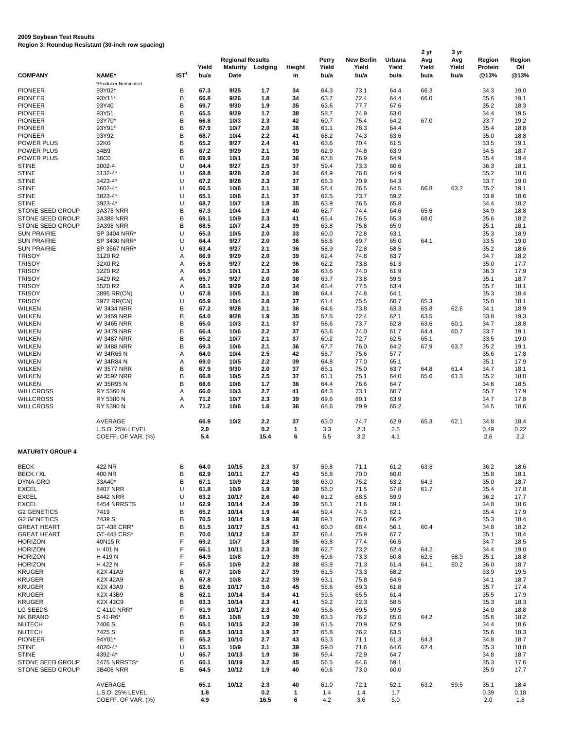**2009 Soybean Test Results**
**Region 3: Roundup Resistant (30-inch row spacing)**

| COMPANY | NAME* | IST[1] | Regional Results Yield bu/a | Maturity Date | Lodging | Height in | Perry Yield bu/a | New Berlin Yield bu/a | Urbana Yield bu/a | 2 yr Avg Yield bu/a | 3 yr Avg Yield bu/a | Region Protein @13% | Region Oil @13% |
|---|---|---|---|---|---|---|---|---|---|---|---|---|---|
| | *Producer Nominated | | | | | | | | | | | | |
| PIONEER | 93Y02* | B | 67.3 | 9/25 | 1.7 | 34 | 64.3 | 73.1 | 64.4 | 66.3 | | 34.3 | 19.0 |
| PIONEER | 93Y11* | B | 66.8 | 9/26 | 1.8 | 34 | 63.7 | 72.4 | 64.4 | 66.0 | | 35.6 | 19.1 |
| PIONEER | 93Y40 | B | 69.7 | 9/30 | 1.9 | 35 | 63.6 | 77.7 | 67.6 | | | 35.2 | 18.3 |
| PIONEER | 93Y51 | B | 65.5 | 9/29 | 1.7 | 38 | 58.7 | 74.9 | 63.0 | | | 34.4 | 19.5 |
| PIONEER | 93Y70* | B | 66.8 | 10/3 | 2.3 | 42 | 60.7 | 75.4 | 64.2 | 67.0 | | 33.7 | 19.2 |
| PIONEER | 93Y91* | B | 67.9 | 10/7 | 2.0 | 38 | 61.1 | 78.3 | 64.4 | | | 35.4 | 18.8 |
| PIONEER | 93Y92 | B | 68.7 | 10/4 | 2.2 | 41 | 68.2 | 74.3 | 63.6 | | | 35.0 | 18.8 |
| POWER PLUS | 32K0 | B | 65.2 | 9/27 | 2.4 | 41 | 63.6 | 70.4 | 61.5 | | | 33.5 | 19.1 |
| POWER PLUS | 34B9 | B | 67.2 | 9/29 | 2.1 | 39 | 62.9 | 74.8 | 63.9 | | | 34.5 | 18.7 |
| POWER PLUS | 36C0 | B | 69.9 | 10/1 | 2.0 | 36 | 67.8 | 76.9 | 64.9 | | | 35.4 | 19.4 |
| STINE | 3002-4 | U | 64.4 | 9/27 | 2.5 | 37 | 59.4 | 73.3 | 60.6 | | | 36.3 | 18.1 |
| STINE | 3132-4* | U | 68.8 | 9/28 | 2.0 | 34 | 64.9 | 76.8 | 64.9 | | | 35.2 | 18.6 |
| STINE | 3423-4* | U | 67.2 | 9/28 | 2.3 | 37 | 66.3 | 70.9 | 64.3 | | | 33.7 | 19.0 |
| STINE | 3602-4* | U | 66.5 | 10/6 | 2.1 | 38 | 58.4 | 76.5 | 64.5 | 66.8 | 63.2 | 35.2 | 19.1 |
| STINE | 3823-4* | U | 65.1 | 10/6 | 2.1 | 37 | 62.5 | 73.7 | 59.2 | | | 33.9 | 18.6 |
| STINE | 3923-4* | U | 68.7 | 10/7 | 1.8 | 35 | 63.9 | 76.5 | 65.8 | | | 34.4 | 18.2 |
| STONE SEED GROUP | 3A378 NRR | B | 67.3 | 10/4 | 1.9 | 40 | 62.7 | 74.4 | 64.6 | 65.6 | | 34.9 | 18.8 |
| STONE SEED GROUP | 3A388 NRR | B | 69.1 | 10/9 | 2.3 | 41 | 65.4 | 76.5 | 65.3 | 68.0 | | 35.6 | 18.2 |
| STONE SEED GROUP | 3A398 NRR | B | 68.5 | 10/7 | 2.4 | 39 | 63.8 | 75.8 | 65.9 | | | 35.1 | 18.1 |
| SUN PRAIRIE | SP 3404 NRR* | U | 65.3 | 10/5 | 2.0 | 33 | 60.0 | 72.8 | 63.1 | | | 35.3 | 18.9 |
| SUN PRAIRIE | SP 3430 NRR* | U | 64.4 | 9/27 | 2.0 | 36 | 58.6 | 69.7 | 65.0 | 64.1 | | 33.5 | 19.0 |
| SUN PRAIRIE | SP 3567 NRR* | U | 63.4 | 9/27 | 2.1 | 36 | 58.9 | 72.8 | 58.5 | | | 35.2 | 18.6 |
| TRISOY | 31Z0 R2 | A | 66.9 | 9/29 | 2.0 | 39 | 62.4 | 74.8 | 63.7 | | | 34.7 | 18.2 |
| TRISOY | 32X0 R2 | A | 65.8 | 9/27 | 2.2 | 36 | 62.2 | 73.8 | 61.3 | | | 35.0 | 17.7 |
| TRISOY | 32Z0 R2 | A | 66.5 | 10/1 | 2.3 | 36 | 63.6 | 74.0 | 61.9 | | | 36.3 | 17.9 |
| TRISOY | 34Z9 R2 | A | 65.7 | 9/27 | 2.0 | 38 | 63.7 | 73.8 | 59.5 | | | 35.1 | 18.7 |
| TRISOY | 35Z0 R2 | A | 68.1 | 9/29 | 2.0 | 34 | 63.4 | 77.5 | 63.4 | | | 35.7 | 18.1 |
| TRISOY | 3895 RR(CN) | U | 67.8 | 10/5 | 2.1 | 38 | 64.4 | 74.8 | 64.1 | | | 35.3 | 18.4 |
| TRISOY | 3977 RR(CN) | U | 65.9 | 10/4 | 2.0 | 37 | 61.4 | 75.5 | 60.7 | 65.3 | | 35.0 | 18.1 |
| WILKEN | W 3434 NRR | B | 67.2 | 9/28 | 2.1 | 36 | 64.6 | 73.8 | 63.3 | 65.8 | 62.6 | 34.1 | 18.9 |
| WILKEN | W 3459 NRR | B | 64.0 | 9/28 | 1.9 | 35 | 57.5 | 72.4 | 62.1 | 63.5 | | 33.8 | 19.3 |
| WILKEN | W 3465 NRR | B | 65.0 | 10/3 | 2.1 | 37 | 58.6 | 73.7 | 62.8 | 63.6 | 60.1 | 34.7 | 18.8 |
| WILKEN | W 3479 NRR | B | 66.4 | 10/6 | 2.2 | 37 | 63.6 | 74.0 | 61.7 | 64.4 | 60.7 | 33.7 | 19.1 |
| WILKEN | W 3487 NRR | B | 65.2 | 10/7 | 2.1 | 37 | 60.2 | 72.7 | 62.5 | 65.1 | | 33.5 | 19.0 |
| WILKEN | W 3488 NRR | B | 69.3 | 10/6 | 2.1 | 36 | 67.7 | 76.0 | 64.2 | 67.9 | 63.7 | 35.2 | 19.1 |
| WILKEN | W 34R66 N | A | 64.0 | 10/4 | 2.5 | 42 | 58.7 | 75.6 | 57.7 | | | 35.6 | 17.8 |
| WILKEN | W 34R84 N | A | 69.0 | 10/5 | 2.2 | 39 | 64.8 | 77.0 | 65.1 | | | 35.1 | 17.9 |
| WILKEN | W 3577 NRR | B | 67.9 | 9/30 | 2.0 | 37 | 65.1 | 75.0 | 63.7 | 64.8 | 61.4 | 34.7 | 18.1 |
| WILKEN | W 3592 NRR | B | 66.8 | 10/5 | 2.5 | 37 | 61.1 | 75.1 | 64.0 | 65.6 | 61.3 | 35.2 | 18.0 |
| WILKEN | W 35R95 N | B | 68.6 | 10/6 | 1.7 | 36 | 64.4 | 76.6 | 64.7 | | | 34.6 | 18.5 |
| WILLCROSS | RY 5360 N | A | 66.0 | 10/3 | 2.7 | 41 | 64.3 | 73.1 | 60.7 | | | 35.7 | 17.9 |
| WILLCROSS | RY 5380 N | A | 71.2 | 10/7 | 2.3 | 39 | 69.6 | 80.1 | 63.9 | | | 34.7 | 17.8 |
| WILLCROSS | RY 5390 N | A | 71.2 | 10/6 | 1.6 | 36 | 68.6 | 79.9 | 65.2 | | | 34.5 | 18.6 |
| | AVERAGE | | 66.9 | 10/2 | 2.2 | 37 | 63.0 | 74.7 | 62.9 | 65.3 | 62.1 | 34.8 | 18.4 |
| | L.S.D. 25% LEVEL | | 2.0 | | 0.2 | 1 | 3.3 | 2.3 | 2.5 | | | 0.49 | 0.22 |
| | COEFF. OF VAR. (%) | | 5.4 | | 15.4 | 6 | 5.5 | 3.2 | 4.1 | | | 2.6 | 2.2 |

**MATURITY GROUP 4**

| COMPANY | NAME* | IST[1] | Regional Results Yield bu/a | Maturity Date | Lodging | Height in | Perry Yield bu/a | New Berlin Yield bu/a | Urbana Yield bu/a | 2 yr Avg Yield bu/a | 3 yr Avg Yield bu/a | Region Protein @13% | Region Oil @13% |
|---|---|---|---|---|---|---|---|---|---|---|---|---|---|
| BECK | 422 NR | B | 64.0 | 10/15 | 2.3 | 37 | 59.8 | 71.1 | 61.2 | 63.8 | | 36.2 | 18.6 |
| BECK / XL | 400 NR | B | 62.9 | 10/11 | 2.7 | 43 | 58.8 | 70.0 | 60.0 | | | 35.8 | 18.1 |
| DYNA-GRO | 33A40* | B | 67.1 | 10/9 | 2.2 | 38 | 63.0 | 75.2 | 63.2 | 64.3 | | 35.0 | 18.7 |
| EXCEL | 8407 NRR | U | 61.8 | 10/9 | 1.9 | 39 | 56.0 | 71.5 | 57.8 | 61.7 | | 35.4 | 17.8 |
| EXCEL | 8442 NRR | U | 63.2 | 10/17 | 2.6 | 40 | 61.2 | 68.5 | 59.9 | | | 36.2 | 17.7 |
| EXCEL | 8454 NRRSTS | U | 62.9 | 10/14 | 2.4 | 39 | 58.1 | 71.6 | 59.1 | | | 34.0 | 18.6 |
| G2 GENETICS | 7419 | B | 65.2 | 10/14 | 1.9 | 44 | 59.4 | 74.3 | 62.1 | | | 35.4 | 17.9 |
| G2 GENETICS | 7439 S | B | 70.5 | 10/14 | 1.9 | 38 | 69.1 | 76.0 | 66.2 | | | 35.3 | 18.4 |
| GREAT HEART | GT-438 CRR* | B | 61.5 | 10/17 | 2.5 | 41 | 60.0 | 68.4 | 56.1 | 60.4 | | 34.8 | 18.2 |
| GREAT HEART | GT-443 CRS* | B | 70.0 | 10/12 | 1.8 | 37 | 66.4 | 75.9 | 67.7 | | | 35.1 | 18.4 |
| HORIZON | 40N15 R | F | 69.2 | 10/7 | 1.8 | 35 | 63.8 | 77.4 | 66.5 | | | 34.7 | 18.5 |
| HORIZON | H 401 N | F | 66.1 | 10/11 | 2.3 | 38 | 62.7 | 73.2 | 62.4 | 64.2 | | 34.4 | 19.0 |
| HORIZON | H 419 N | F | 64.9 | 10/8 | 1.9 | 39 | 60.6 | 73.3 | 60.8 | 62.5 | 58.9 | 35.1 | 18.8 |
| HORIZON | H 422 N | F | 65.5 | 10/9 | 2.2 | 38 | 63.9 | 71.3 | 61.4 | 64.1 | 60.2 | 36.0 | 18.7 |
| KRUGER | K2X 41A9 | B | 67.7 | 10/6 | 2.7 | 39 | 61.5 | 73.3 | 68.2 | | | 33.9 | 19.5 |
| KRUGER | K2X 42A9 | A | 67.8 | 10/8 | 2.2 | 39 | 63.1 | 75.8 | 64.6 | | | 34.1 | 18.7 |
| KRUGER | K2X 43A9 | B | 62.6 | 10/17 | 3.0 | 45 | 56.6 | 69.3 | 61.8 | | | 35.7 | 17.4 |
| KRUGER | K2X 43B9 | B | 62.1 | 10/14 | 3.4 | 41 | 59.5 | 65.5 | 61.4 | | | 35.5 | 17.9 |
| KRUGER | K2X 43C9 | B | 63.3 | 10/14 | 2.3 | 41 | 59.2 | 72.3 | 58.5 | | | 35.3 | 18.3 |
| LG SEEDS | C 4110 NRR* | F | 61.9 | 10/17 | 2.3 | 40 | 56.6 | 69.5 | 59.5 | | | 34.0 | 18.8 |
| NK BRAND | S 41-R6* | B | 68.1 | 10/8 | 1.9 | 39 | 63.3 | 76.2 | 65.0 | 64.2 | | 35.6 | 18.2 |
| NUTECH | 7406 S | B | 65.1 | 10/15 | 2.2 | 39 | 61.5 | 70.9 | 62.9 | | | 34.4 | 18.6 |
| NUTECH | 7425 S | B | 68.5 | 10/13 | 1.9 | 37 | 65.8 | 76.2 | 63.5 | | | 35.6 | 18.3 |
| PIONEER | 94Y01* | B | 65.2 | 10/10 | 2.7 | 43 | 63.3 | 71.1 | 61.3 | 64.3 | | 34.8 | 18.7 |
| STINE | 4020-4* | U | 65.1 | 10/9 | 2.1 | 39 | 59.0 | 71.6 | 64.6 | 62.4 | | 35.3 | 18.8 |
| STINE | 4392-4* | U | 65.7 | 10/13 | 1.9 | 36 | 59.4 | 72.9 | 64.7 | | | 34.8 | 18.7 |
| STONE SEED GROUP | 2475 NRRSTS* | B | 60.1 | 10/19 | 3.2 | 45 | 56.5 | 64.6 | 59.1 | | | 35.3 | 17.6 |
| STONE SEED GROUP | 3B408 NRR | B | 64.5 | 10/12 | 1.9 | 40 | 60.6 | 73.0 | 60.0 | | | 35.9 | 17.7 |
| | AVERAGE | | 65.1 | 10/12 | 2.3 | 40 | 61.0 | 72.1 | 62.1 | 63.2 | 59.5 | 35.1 | 18.4 |
| | L.S.D. 25% LEVEL | | 1.8 | | 0.2 | 1 | 1.4 | 1.4 | 1.7 | | | 0.39 | 0.18 |
| | COEFF. OF VAR. (%) | | 4.9 | | 16.5 | 6 | 4.2 | 3.6 | 5.0 | | | 2.0 | 1.8 |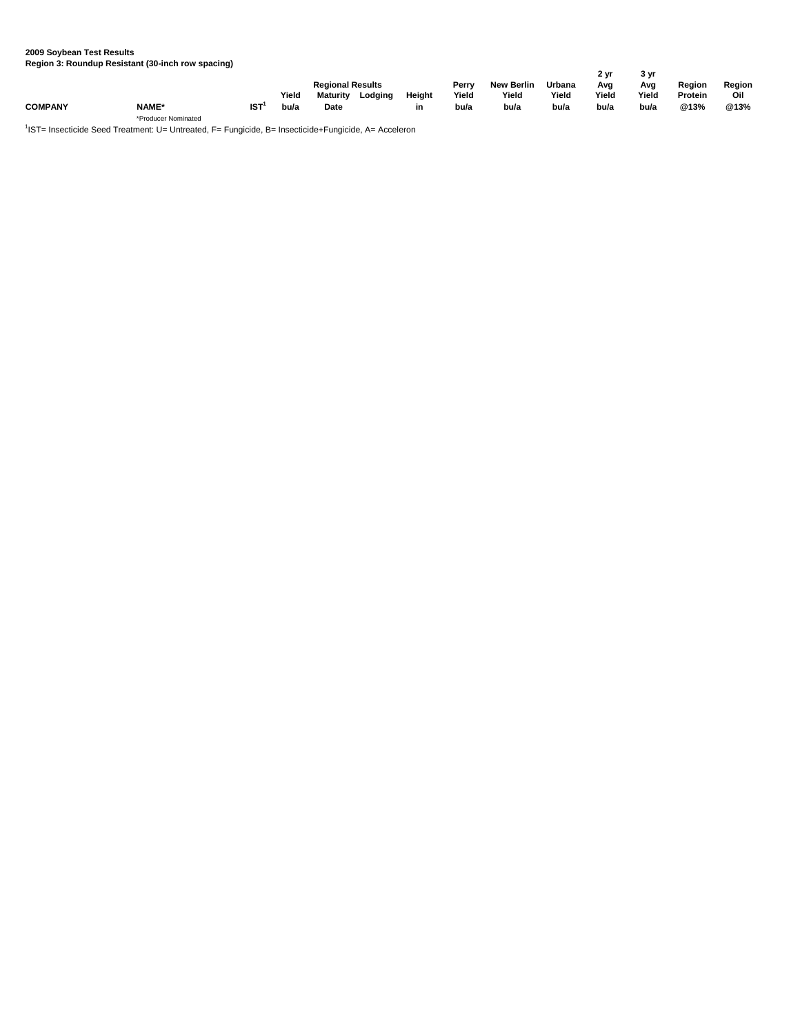**2009 Soybean Test Results**
**Region 3: Roundup Resistant (30-inch row spacing)**

| COMPANY | NAME* | IST[1] | Yield bu/a | Regional Results Maturity Date | Lodging | Height in | Perry Yield bu/a | New Berlin Yield bu/a | Urbana Yield bu/a | 2 yr Avg Yield bu/a | 3 yr Avg Yield bu/a | Region Protein @13% | Region Oil @13% |
|---|---|---|---|---|---|---|---|---|---|---|---|---|---|

*Producer Nominated

[1]IST= Insecticide Seed Treatment: U= Untreated, F= Fungicide, B= Insecticide+Fungicide, A= Acceleron